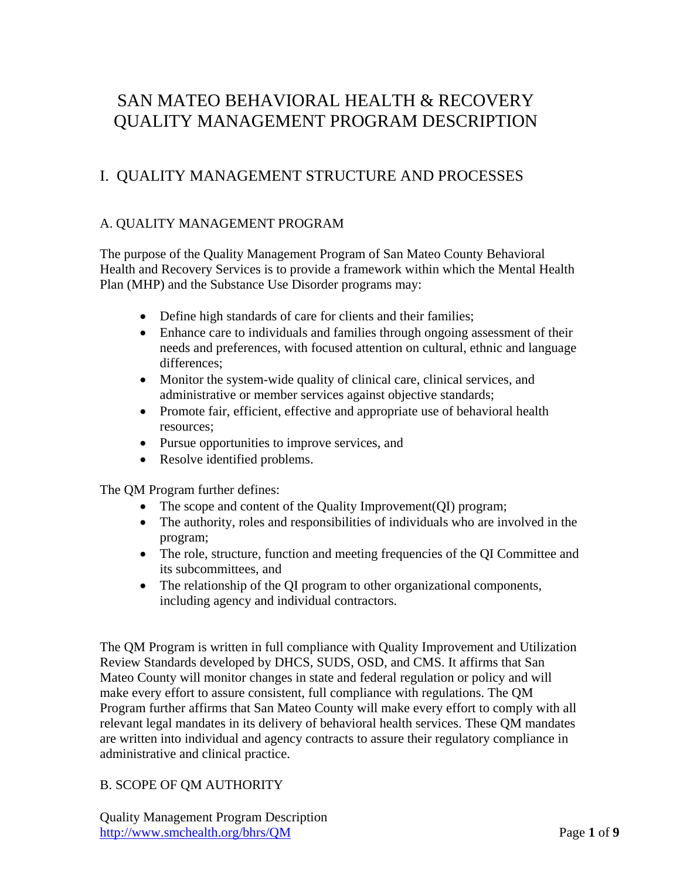# SAN MATEO BEHAVIORAL HEALTH & RECOVERY QUALITY MANAGEMENT PROGRAM DESCRIPTION

## I. QUALITY MANAGEMENT STRUCTURE AND PROCESSES

### A. QUALITY MANAGEMENT PROGRAM

The purpose of the Quality Management Program of San Mateo County Behavioral Health and Recovery Services is to provide a framework within which the Mental Health Plan (MHP) and the Substance Use Disorder programs may:

- Define high standards of care for clients and their families;
- Enhance care to individuals and families through ongoing assessment of their needs and preferences, with focused attention on cultural, ethnic and language differences;
- Monitor the system-wide quality of clinical care, clinical services, and administrative or member services against objective standards;
- Promote fair, efficient, effective and appropriate use of behavioral health resources;
- Pursue opportunities to improve services, and
- Resolve identified problems.

The QM Program further defines:

- The scope and content of the Quality Improvement(QI) program;
- The authority, roles and responsibilities of individuals who are involved in the program;
- The role, structure, function and meeting frequencies of the QI Committee and its subcommittees, and
- The relationship of the QI program to other organizational components, including agency and individual contractors.

The QM Program is written in full compliance with Quality Improvement and Utilization Review Standards developed by DHCS, SUDS, OSD, and CMS. It affirms that San Mateo County will monitor changes in state and federal regulation or policy and will make every effort to assure consistent, full compliance with regulations. The QM Program further affirms that San Mateo County will make every effort to comply with all relevant legal mandates in its delivery of behavioral health services. These QM mandates are written into individual and agency contracts to assure their regulatory compliance in administrative and clinical practice.

### B. SCOPE OF QM AUTHORITY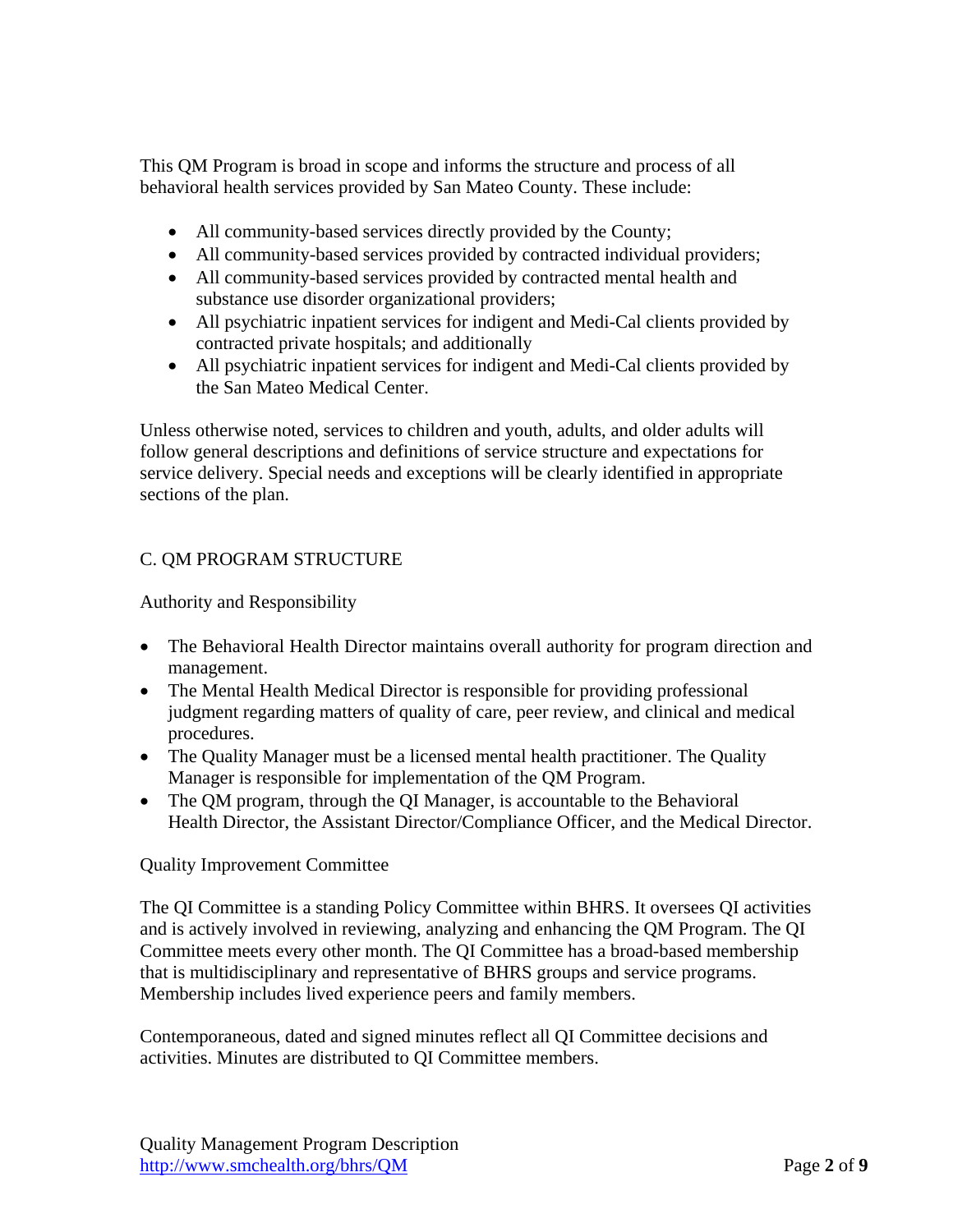This QM Program is broad in scope and informs the structure and process of all behavioral health services provided by San Mateo County. These include:

- All community-based services directly provided by the County;
- All community-based services provided by contracted individual providers;
- All community-based services provided by contracted mental health and substance use disorder organizational providers;
- All psychiatric inpatient services for indigent and Medi-Cal clients provided by contracted private hospitals; and additionally
- All psychiatric inpatient services for indigent and Medi-Cal clients provided by the San Mateo Medical Center.

Unless otherwise noted, services to children and youth, adults, and older adults will follow general descriptions and definitions of service structure and expectations for service delivery. Special needs and exceptions will be clearly identified in appropriate sections of the plan.

## C. QM PROGRAM STRUCTURE

### Authority and Responsibility

- The Behavioral Health Director maintains overall authority for program direction and management.
- The Mental Health Medical Director is responsible for providing professional judgment regarding matters of quality of care, peer review, and clinical and medical procedures.
- The Quality Manager must be a licensed mental health practitioner. The Quality Manager is responsible for implementation of the QM Program.
- The QM program, through the QI Manager, is accountable to the Behavioral Health Director, the Assistant Director/Compliance Officer, and the Medical Director.

### Quality Improvement Committee

The QI Committee is a standing Policy Committee within BHRS. It oversees QI activities and is actively involved in reviewing, analyzing and enhancing the QM Program. The QI Committee meets every other month. The QI Committee has a broad-based membership that is multidisciplinary and representative of BHRS groups and service programs. Membership includes lived experience peers and family members.

Contemporaneous, dated and signed minutes reflect all QI Committee decisions and activities. Minutes are distributed to QI Committee members.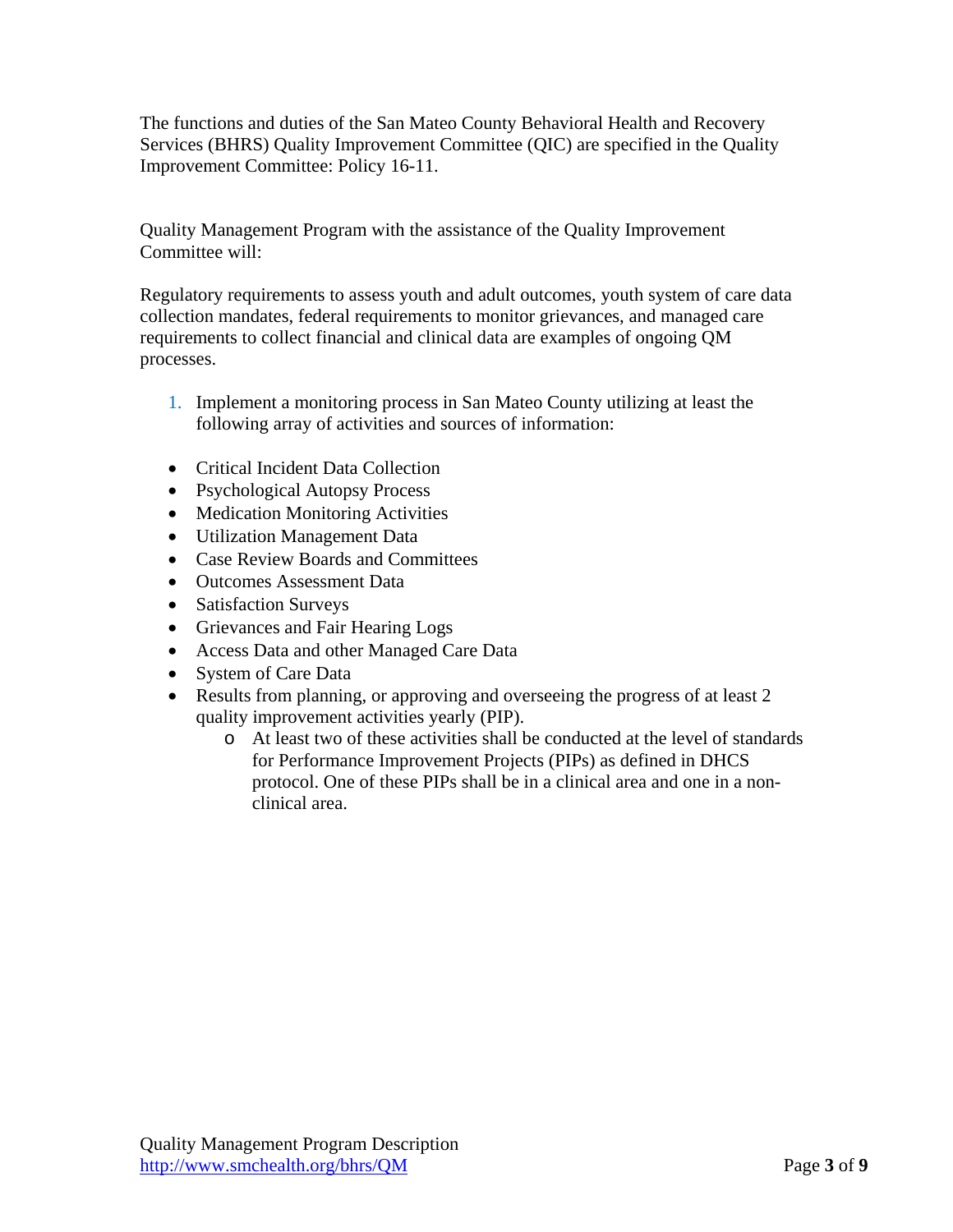The functions and duties of the San Mateo County Behavioral Health and Recovery Services (BHRS) Quality Improvement Committee (QIC) are specified in the Quality Improvement Committee: Policy 16-11.

Quality Management Program with the assistance of the Quality Improvement Committee will:

Regulatory requirements to assess youth and adult outcomes, youth system of care data collection mandates, federal requirements to monitor grievances, and managed care requirements to collect financial and clinical data are examples of ongoing QM processes.

1. Implement a monitoring process in San Mateo County utilizing at least the following array of activities and sources of information:

- Critical Incident Data Collection
- Psychological Autopsy Process
- Medication Monitoring Activities
- Utilization Management Data
- Case Review Boards and Committees
- Outcomes Assessment Data
- Satisfaction Surveys
- Grievances and Fair Hearing Logs
- Access Data and other Managed Care Data
- System of Care Data
- Results from planning, or approving and overseeing the progress of at least 2 quality improvement activities yearly (PIP).
    - At least two of these activities shall be conducted at the level of standards for Performance Improvement Projects (PIPs) as defined in DHCS protocol. One of these PIPs shall be in a clinical area and one in a non-clinical area.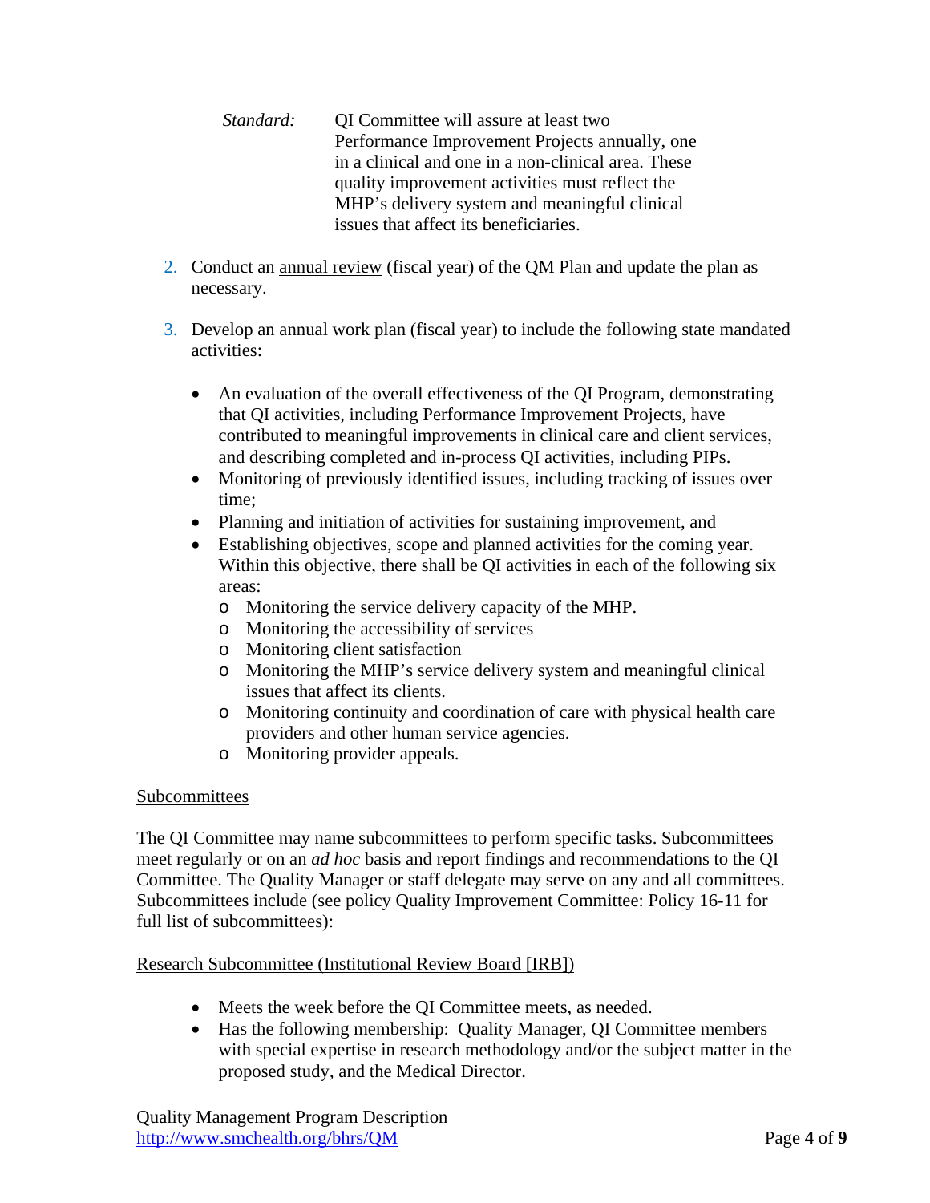*Standard:* QI Committee will assure at least two Performance Improvement Projects annually, one in a clinical and one in a non-clinical area. These quality improvement activities must reflect the MHP's delivery system and meaningful clinical issues that affect its beneficiaries.

2. Conduct an annual review (fiscal year) of the QM Plan and update the plan as necessary.

3. Develop an annual work plan (fiscal year) to include the following state mandated activities:

   - An evaluation of the overall effectiveness of the QI Program, demonstrating that QI activities, including Performance Improvement Projects, have contributed to meaningful improvements in clinical care and client services, and describing completed and in-process QI activities, including PIPs.
   - Monitoring of previously identified issues, including tracking of issues over time;
   - Planning and initiation of activities for sustaining improvement, and
   - Establishing objectives, scope and planned activities for the coming year. Within this objective, there shall be QI activities in each of the following six areas:
     - Monitoring the service delivery capacity of the MHP.
     - Monitoring the accessibility of services
     - Monitoring client satisfaction
     - Monitoring the MHP's service delivery system and meaningful clinical issues that affect its clients.
     - Monitoring continuity and coordination of care with physical health care providers and other human service agencies.
     - Monitoring provider appeals.

Subcommittees

The QI Committee may name subcommittees to perform specific tasks. Subcommittees meet regularly or on an *ad hoc* basis and report findings and recommendations to the QI Committee. The Quality Manager or staff delegate may serve on any and all committees. Subcommittees include (see policy Quality Improvement Committee: Policy 16-11 for full list of subcommittees):

Research Subcommittee (Institutional Review Board [IRB])

- Meets the week before the QI Committee meets, as needed.
- Has the following membership: Quality Manager, QI Committee members with special expertise in research methodology and/or the subject matter in the proposed study, and the Medical Director.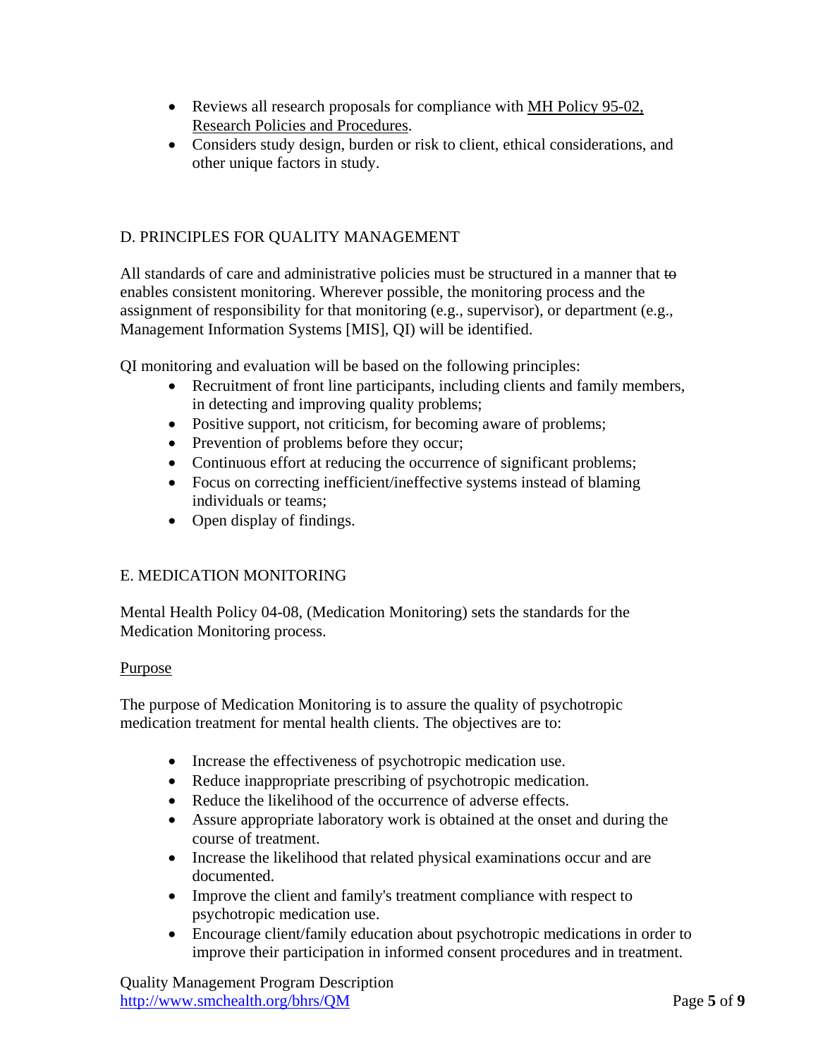- Reviews all research proposals for compliance with MH Policy 95-02, Research Policies and Procedures.
- Considers study design, burden or risk to client, ethical considerations, and other unique factors in study.

## D. PRINCIPLES FOR QUALITY MANAGEMENT

All standards of care and administrative policies must be structured in a manner that ~~to~~ enables consistent monitoring. Wherever possible, the monitoring process and the assignment of responsibility for that monitoring (e.g., supervisor), or department (e.g., Management Information Systems [MIS], QI) will be identified.

QI monitoring and evaluation will be based on the following principles:

- Recruitment of front line participants, including clients and family members, in detecting and improving quality problems;
- Positive support, not criticism, for becoming aware of problems;
- Prevention of problems before they occur;
- Continuous effort at reducing the occurrence of significant problems;
- Focus on correcting inefficient/ineffective systems instead of blaming individuals or teams;
- Open display of findings.

## E. MEDICATION MONITORING

Mental Health Policy 04-08, (Medication Monitoring) sets the standards for the Medication Monitoring process.

### Purpose

The purpose of Medication Monitoring is to assure the quality of psychotropic medication treatment for mental health clients. The objectives are to:

- Increase the effectiveness of psychotropic medication use.
- Reduce inappropriate prescribing of psychotropic medication.
- Reduce the likelihood of the occurrence of adverse effects.
- Assure appropriate laboratory work is obtained at the onset and during the course of treatment.
- Increase the likelihood that related physical examinations occur and are documented.
- Improve the client and family's treatment compliance with respect to psychotropic medication use.
- Encourage client/family education about psychotropic medications in order to improve their participation in informed consent procedures and in treatment.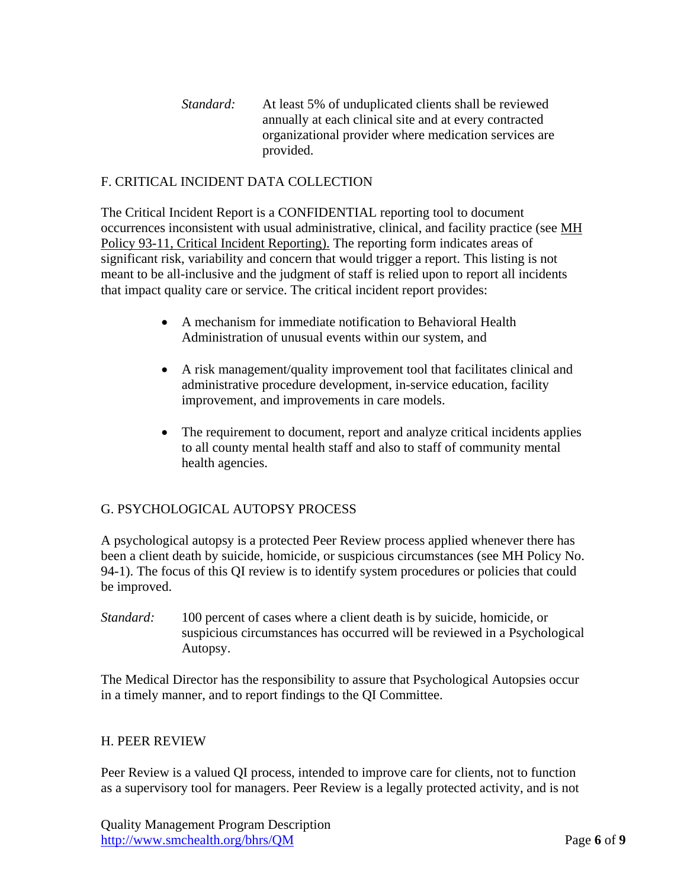*Standard:* At least 5% of unduplicated clients shall be reviewed annually at each clinical site and at every contracted organizational provider where medication services are provided.

## F. CRITICAL INCIDENT DATA COLLECTION

The Critical Incident Report is a CONFIDENTIAL reporting tool to document occurrences inconsistent with usual administrative, clinical, and facility practice (see MH Policy 93-11, Critical Incident Reporting). The reporting form indicates areas of significant risk, variability and concern that would trigger a report. This listing is not meant to be all-inclusive and the judgment of staff is relied upon to report all incidents that impact quality care or service. The critical incident report provides:

- A mechanism for immediate notification to Behavioral Health Administration of unusual events within our system, and
- A risk management/quality improvement tool that facilitates clinical and administrative procedure development, in-service education, facility improvement, and improvements in care models.
- The requirement to document, report and analyze critical incidents applies to all county mental health staff and also to staff of community mental health agencies.

## G. PSYCHOLOGICAL AUTOPSY PROCESS

A psychological autopsy is a protected Peer Review process applied whenever there has been a client death by suicide, homicide, or suspicious circumstances (see MH Policy No. 94-1). The focus of this QI review is to identify system procedures or policies that could be improved.

*Standard:* 100 percent of cases where a client death is by suicide, homicide, or suspicious circumstances has occurred will be reviewed in a Psychological Autopsy.

The Medical Director has the responsibility to assure that Psychological Autopsies occur in a timely manner, and to report findings to the QI Committee.

## H. PEER REVIEW

Peer Review is a valued QI process, intended to improve care for clients, not to function as a supervisory tool for managers. Peer Review is a legally protected activity, and is not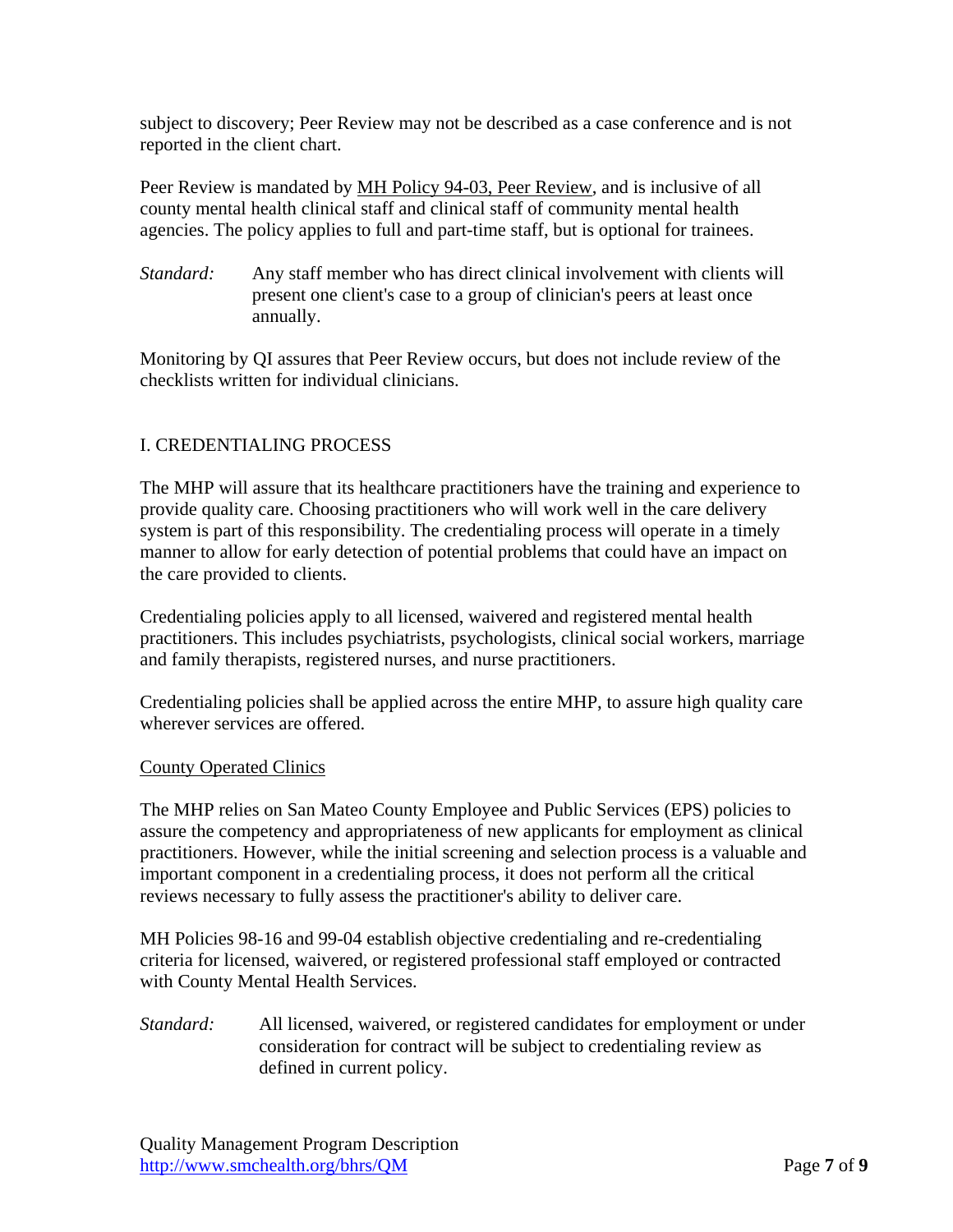subject to discovery; Peer Review may not be described as a case conference and is not reported in the client chart.

Peer Review is mandated by MH Policy 94-03, Peer Review, and is inclusive of all county mental health clinical staff and clinical staff of community mental health agencies. The policy applies to full and part-time staff, but is optional for trainees.

*Standard:* Any staff member who has direct clinical involvement with clients will present one client's case to a group of clinician's peers at least once annually.

Monitoring by QI assures that Peer Review occurs, but does not include review of the checklists written for individual clinicians.

## I. CREDENTIALING PROCESS

The MHP will assure that its healthcare practitioners have the training and experience to provide quality care. Choosing practitioners who will work well in the care delivery system is part of this responsibility. The credentialing process will operate in a timely manner to allow for early detection of potential problems that could have an impact on the care provided to clients.

Credentialing policies apply to all licensed, waivered and registered mental health practitioners. This includes psychiatrists, psychologists, clinical social workers, marriage and family therapists, registered nurses, and nurse practitioners.

Credentialing policies shall be applied across the entire MHP, to assure high quality care wherever services are offered.

### County Operated Clinics

The MHP relies on San Mateo County Employee and Public Services (EPS) policies to assure the competency and appropriateness of new applicants for employment as clinical practitioners. However, while the initial screening and selection process is a valuable and important component in a credentialing process, it does not perform all the critical reviews necessary to fully assess the practitioner's ability to deliver care.

MH Policies 98-16 and 99-04 establish objective credentialing and re-credentialing criteria for licensed, waivered, or registered professional staff employed or contracted with County Mental Health Services.

*Standard:* All licensed, waivered, or registered candidates for employment or under consideration for contract will be subject to credentialing review as defined in current policy.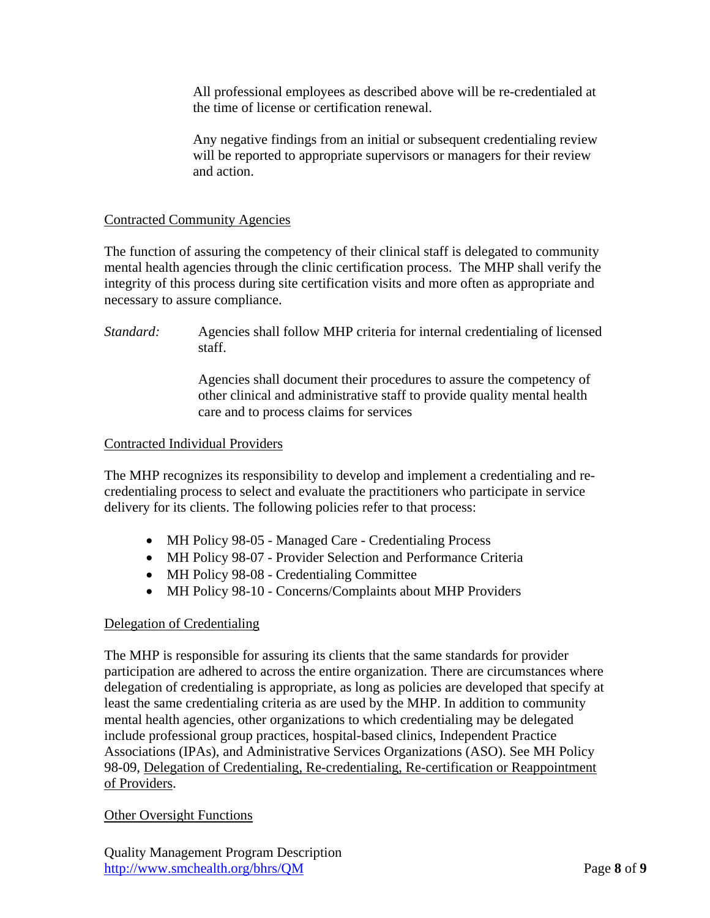All professional employees as described above will be re-credentialed at the time of license or certification renewal.

Any negative findings from an initial or subsequent credentialing review will be reported to appropriate supervisors or managers for their review and action.

### Contracted Community Agencies

The function of assuring the competency of their clinical staff is delegated to community mental health agencies through the clinic certification process. The MHP shall verify the integrity of this process during site certification visits and more often as appropriate and necessary to assure compliance.

*Standard:* Agencies shall follow MHP criteria for internal credentialing of licensed staff.

Agencies shall document their procedures to assure the competency of other clinical and administrative staff to provide quality mental health care and to process claims for services

### Contracted Individual Providers

The MHP recognizes its responsibility to develop and implement a credentialing and re-credentialing process to select and evaluate the practitioners who participate in service delivery for its clients. The following policies refer to that process:

- MH Policy 98-05 - Managed Care - Credentialing Process
- MH Policy 98-07 - Provider Selection and Performance Criteria
- MH Policy 98-08 - Credentialing Committee
- MH Policy 98-10 - Concerns/Complaints about MHP Providers

### Delegation of Credentialing

The MHP is responsible for assuring its clients that the same standards for provider participation are adhered to across the entire organization. There are circumstances where delegation of credentialing is appropriate, as long as policies are developed that specify at least the same credentialing criteria as are used by the MHP. In addition to community mental health agencies, other organizations to which credentialing may be delegated include professional group practices, hospital-based clinics, Independent Practice Associations (IPAs), and Administrative Services Organizations (ASO). See MH Policy 98-09, Delegation of Credentialing, Re-credentialing, Re-certification or Reappointment of Providers.

### Other Oversight Functions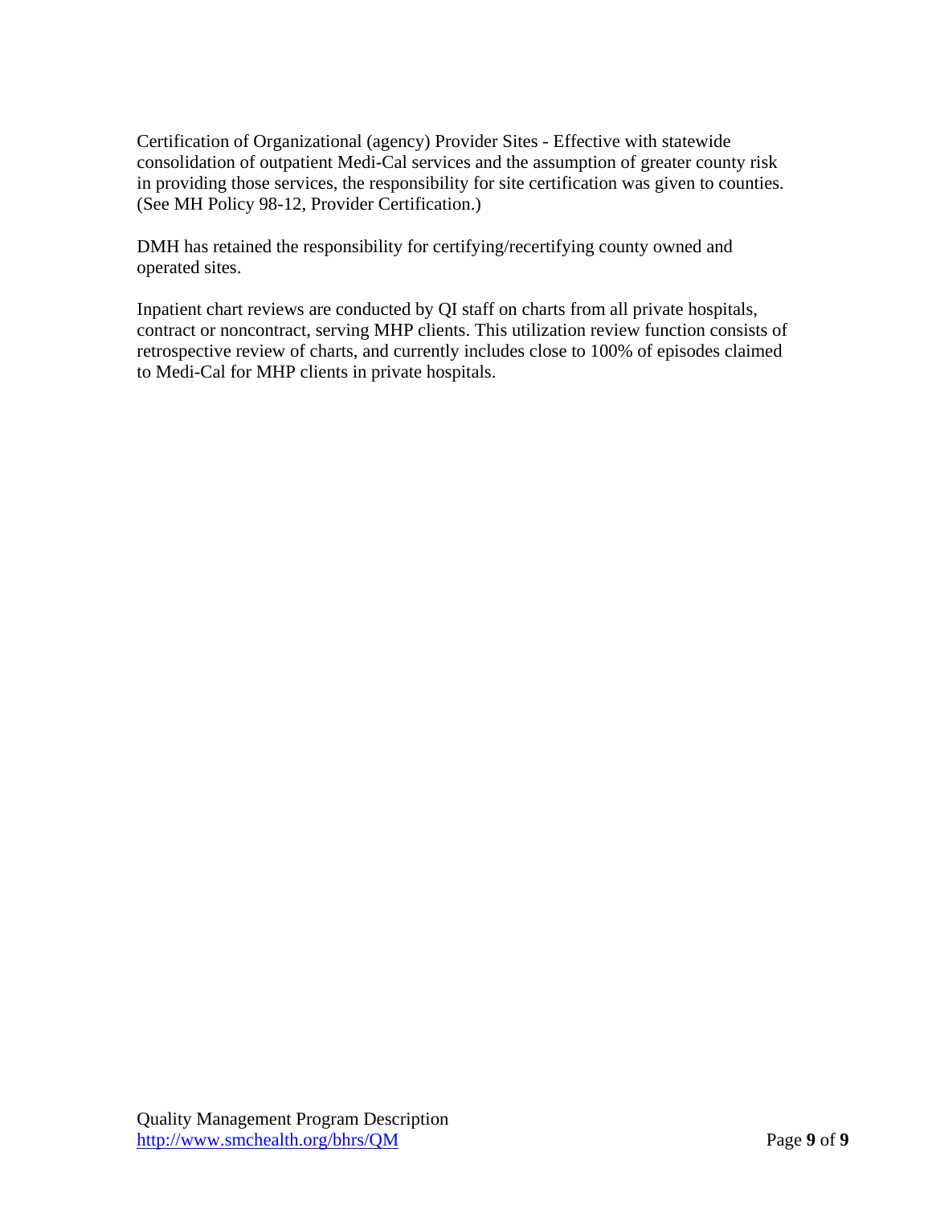Certification of Organizational (agency) Provider Sites - Effective with statewide consolidation of outpatient Medi-Cal services and the assumption of greater county risk in providing those services, the responsibility for site certification was given to counties. (See MH Policy 98-12, Provider Certification.)

DMH has retained the responsibility for certifying/recertifying county owned and operated sites.

Inpatient chart reviews are conducted by QI staff on charts from all private hospitals, contract or noncontract, serving MHP clients. This utilization review function consists of retrospective review of charts, and currently includes close to 100% of episodes claimed to Medi-Cal for MHP clients in private hospitals.